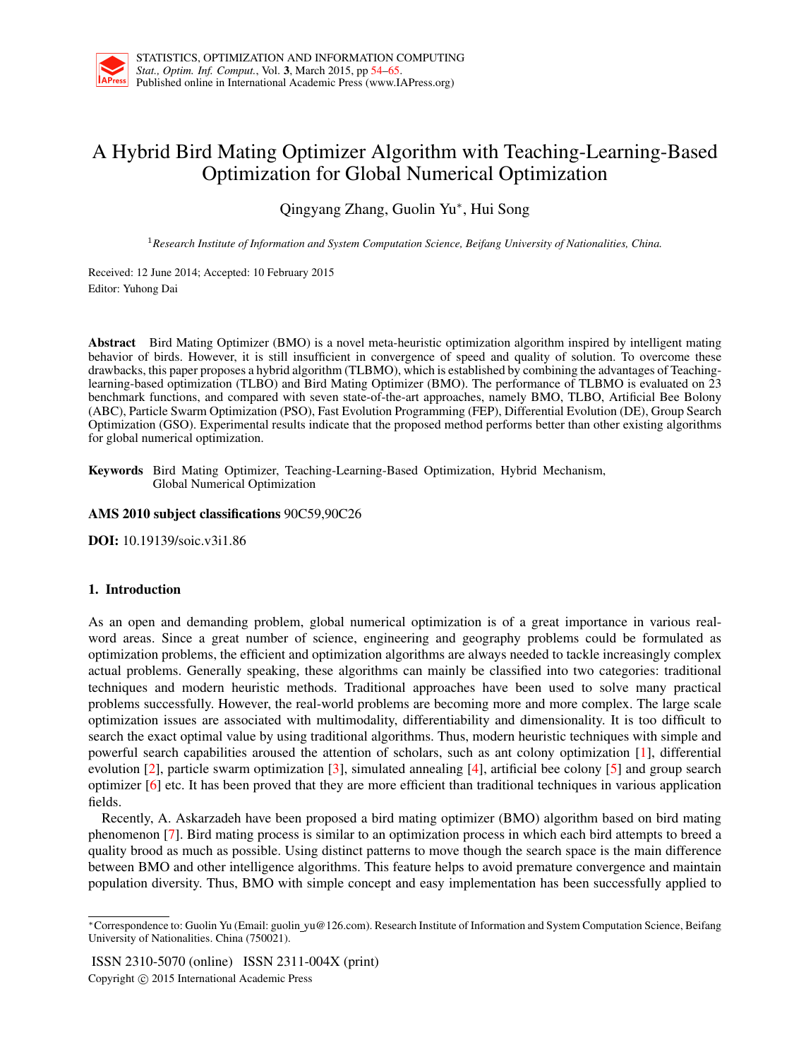# A Hybrid Bird Mating Optimizer Algorithm with Teaching-Learning-Based Optimization for Global Numerical Optimization

Qingyang Zhang, Guolin Yu*, Hui Song

[1] *Research Institute of Information and System Computation Science, Beifang University of Nationalities, China.*

Received: 12 June 2014; Accepted: 10 February 2015
Editor: Yuhong Dai

**Abstract** Bird Mating Optimizer (BMO) is a novel meta-heuristic optimization algorithm inspired by intelligent mating behavior of birds. However, it is still insufficient in convergence of speed and quality of solution. To overcome these drawbacks, this paper proposes a hybrid algorithm (TLBMO), which is established by combining the advantages of Teaching-learning-based optimization (TLBO) and Bird Mating Optimizer (BMO). The performance of TLBMO is evaluated on 23 benchmark functions, and compared with seven state-of-the-art approaches, namely BMO, TLBO, Artificial Bee Bolony (ABC), Particle Swarm Optimization (PSO), Fast Evolution Programming (FEP), Differential Evolution (DE), Group Search Optimization (GSO). Experimental results indicate that the proposed method performs better than other existing algorithms for global numerical optimization.

**Keywords** Bird Mating Optimizer, Teaching-Learning-Based Optimization, Hybrid Mechanism, Global Numerical Optimization

**AMS 2010 subject classifications** 90C59,90C26

**DOI:** 10.19139/soic.v3i1.86

## 1. Introduction

As an open and demanding problem, global numerical optimization is of a great importance in various real-word areas. Since a great number of science, engineering and geography problems could be formulated as optimization problems, the efficient and optimization algorithms are always needed to tackle increasingly complex actual problems. Generally speaking, these algorithms can mainly be classified into two categories: traditional techniques and modern heuristic methods. Traditional approaches have been used to solve many practical problems successfully. However, the real-world problems are becoming more and more complex. The large scale optimization issues are associated with multimodality, differentiability and dimensionality. It is too difficult to search the exact optimal value by using traditional algorithms. Thus, modern heuristic techniques with simple and powerful search capabilities aroused the attention of scholars, such as ant colony optimization [1], differential evolution [2], particle swarm optimization [3], simulated annealing [4], artificial bee colony [5] and group search optimizer [6] etc. It has been proved that they are more efficient than traditional techniques in various application fields.

Recently, A. Askarzadeh have been proposed a bird mating optimizer (BMO) algorithm based on bird mating phenomenon [7]. Bird mating process is similar to an optimization process in which each bird attempts to breed a quality brood as much as possible. Using distinct patterns to move though the search space is the main difference between BMO and other intelligence algorithms. This feature helps to avoid premature convergence and maintain population diversity. Thus, BMO with simple concept and easy implementation has been successfully applied to

*Correspondence to: Guolin Yu (Email: guolin_yu@126.com). Research Institute of Information and System Computation Science, Beifang University of Nationalities. China (750021).

ISSN 2310-5070 (online) ISSN 2311-004X (print)
Copyright © 2015 International Academic Press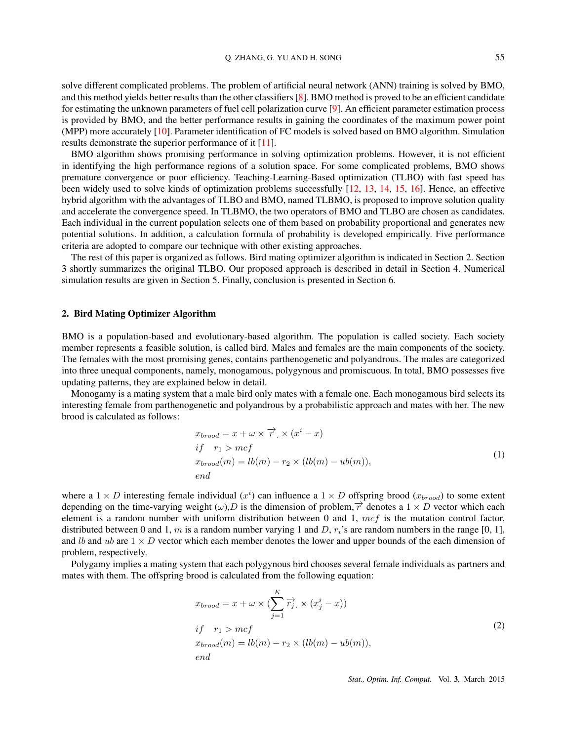solve different complicated problems. The problem of artificial neural network (ANN) training is solved by BMO, and this method yields better results than the other classifiers [8]. BMO method is proved to be an efficient candidate for estimating the unknown parameters of fuel cell polarization curve [9]. An efficient parameter estimation process is provided by BMO, and the better performance results in gaining the coordinates of the maximum power point (MPP) more accurately [10]. Parameter identification of FC models is solved based on BMO algorithm. Simulation results demonstrate the superior performance of it [11].

BMO algorithm shows promising performance in solving optimization problems. However, it is not efficient in identifying the high performance regions of a solution space. For some complicated problems, BMO shows premature convergence or poor efficiency. Teaching-Learning-Based optimization (TLBO) with fast speed has been widely used to solve kinds of optimization problems successfully [12, 13, 14, 15, 16]. Hence, an effective hybrid algorithm with the advantages of TLBO and BMO, named TLBMO, is proposed to improve solution quality and accelerate the convergence speed. In TLBMO, the two operators of BMO and TLBO are chosen as candidates. Each individual in the current population selects one of them based on probability proportional and generates new potential solutions. In addition, a calculation formula of probability is developed empirically. Five performance criteria are adopted to compare our technique with other existing approaches.

The rest of this paper is organized as follows. Bird mating optimizer algorithm is indicated in Section 2. Section 3 shortly summarizes the original TLBO. Our proposed approach is described in detail in Section 4. Numerical simulation results are given in Section 5. Finally, conclusion is presented in Section 6.

## 2. Bird Mating Optimizer Algorithm

BMO is a population-based and evolutionary-based algorithm. The population is called society. Each society member represents a feasible solution, is called bird. Males and females are the main components of the society. The females with the most promising genes, contains parthenogenetic and polyandrous. The males are categorized into three unequal components, namely, monogamous, polygynous and promiscuous. In total, BMO possesses five updating patterns, they are explained below in detail.

Monogamy is a mating system that a male bird only mates with a female one. Each monogamous bird selects its interesting female from parthenogenetic and polyandrous by a probabilistic approach and mates with her. The new brood is calculated as follows:

$$
\begin{aligned}
&x_{brood} = x + \omega \times \overrightarrow{r}. \times (x^i - x) \\
&if \quad r_1 > mcf \\
&x_{brood}(m) = lb(m) - r_2 \times (lb(m) - ub(m)), \\
&end
\end{aligned}
\tag{1}
$$

where a $1 \times D$ interesting female individual ($x^i$) can influence a $1 \times D$ offspring brood ($x_{brood}$) to some extent depending on the time-varying weight ($\omega$),$D$ is the dimension of problem,$\overrightarrow{r}$ denotes a $1 \times D$ vector which each element is a random number with uniform distribution between 0 and 1, $mcf$ is the mutation control factor, distributed between 0 and 1, $m$ is a random number varying 1 and $D$, $r_i$'s are random numbers in the range [0, 1], and $lb$ and $ub$ are $1 \times D$ vector which each member denotes the lower and upper bounds of the each dimension of problem, respectively.

Polygamy implies a mating system that each polygynous bird chooses several female individuals as partners and mates with them. The offspring brood is calculated from the following equation:

$$
\begin{aligned}
&x_{brood} = x + \omega \times (\sum_{j=1}^{K} \overrightarrow{r_j}. \times (x_j^i - x)) \\
&if \quad r_1 > mcf \\
&x_{brood}(m) = lb(m) - r_2 \times (lb(m) - ub(m)), \\
&end
\end{aligned}
\tag{2}
$$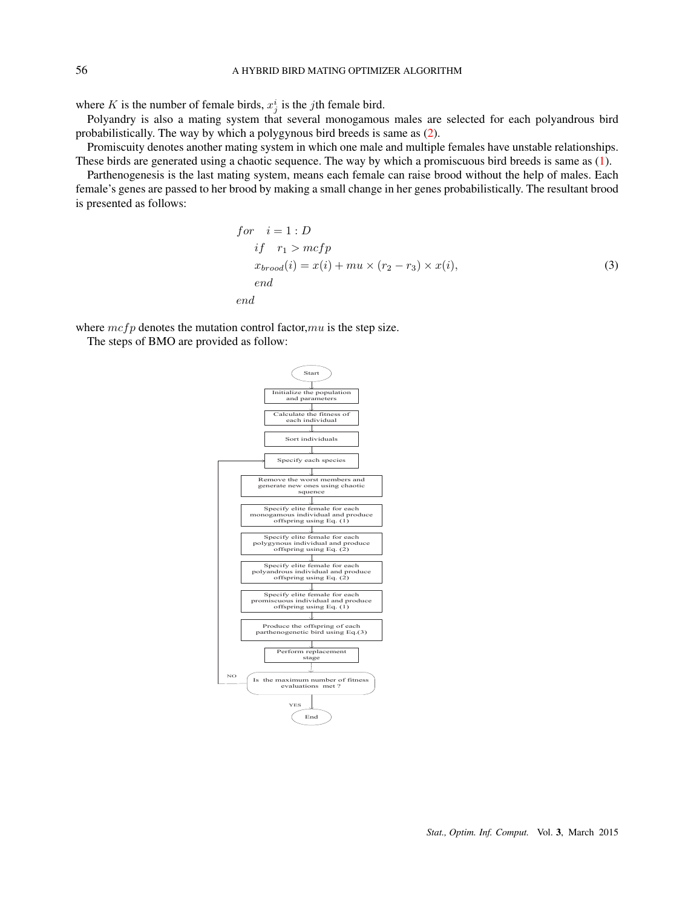where $K$ is the number of female birds, $x_j^i$ is the $j$th female bird.

Polyandry is also a mating system that several monogamous males are selected for each polyandrous bird probabilistically. The way by which a polygynous bird breeds is same as (2).

Promiscuity denotes another mating system in which one male and multiple females have unstable relationships. These birds are generated using a chaotic sequence. The way by which a promiscuous bird breeds is same as (1).

Parthenogenesis is the last mating system, means each female can raise brood without the help of males. Each female's genes are passed to her brood by making a small change in her genes probabilistically. The resultant brood is presented as follows:

$$
\begin{aligned}
& for \quad i = 1 : D \\
& \quad if \quad r_1 > mcfp \\
& \quad x_{brood}(i) = x(i) + mu \times (r_2 - r_3) \times x(i), \\
& \quad end \\
& end
\end{aligned}
\tag{3}
$$

where $mcfp$ denotes the mutation control factor, $mu$ is the step size.

The steps of BMO are provided as follow:

Start → Initialize the population and parameters → Calculate the fitness of each individual → Sort individuals → Specify each species → Remove the worst members and generate new ones using chaotic squence → Specify elite female for each monogamous individual and produce offspring using Eq. (1) → Specify elite female for each polygynous individual and produce offspring using Eq. (2) → Specify elite female for each polyandrous individual and produce offspring using Eq. (2) → Specify elite female for each promiscuous individual and produce offspring using Eq. (1) → Produce the offspring of each parthenogenetic bird using Eq.(3) → Perform replacement stage → Is the maximum number of fitness evaluations met ? (NO → Specify each species; YES → End)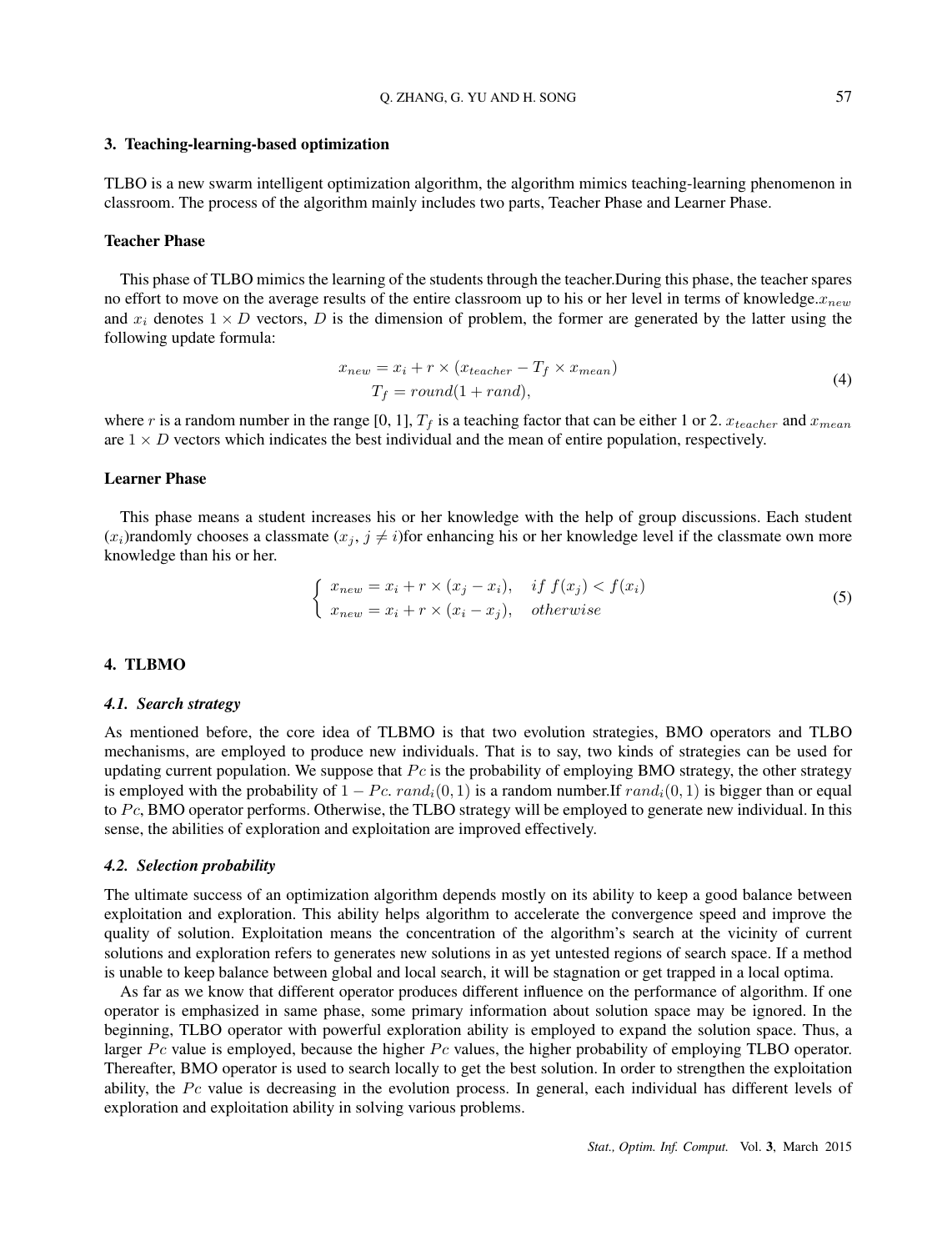## 3. Teaching-learning-based optimization

TLBO is a new swarm intelligent optimization algorithm, the algorithm mimics teaching-learning phenomenon in classroom. The process of the algorithm mainly includes two parts, Teacher Phase and Learner Phase.

### Teacher Phase

This phase of TLBO mimics the learning of the students through the teacher.During this phase, the teacher spares no effort to move on the average results of the entire classroom up to his or her level in terms of knowledge.$x_{new}$ and $x_i$ denotes $1 \times D$ vectors, $D$ is the dimension of problem, the former are generated by the latter using the following update formula:

$$
\begin{aligned}
x_{new} &= x_i + r \times (x_{teacher} - T_f \times x_{mean}) \\
T_f &= round(1 + rand),
\end{aligned}
\tag{4}
$$

where $r$ is a random number in the range [0, 1], $T_f$ is a teaching factor that can be either 1 or 2. $x_{teacher}$ and $x_{mean}$ are $1 \times D$ vectors which indicates the best individual and the mean of entire population, respectively.

### Learner Phase

This phase means a student increases his or her knowledge with the help of group discussions. Each student ($x_i$)randomly chooses a classmate ($x_j$, $j \neq i$)for enhancing his or her knowledge level if the classmate own more knowledge than his or her.

$$
\begin{cases}
x_{new} = x_i + r \times (x_j - x_i), & if\ f(x_j) < f(x_i) \\
x_{new} = x_i + r \times (x_i - x_j), & otherwise
\end{cases}
\tag{5}
$$

## 4. TLBMO

### *4.1. Search strategy*

As mentioned before, the core idea of TLBMO is that two evolution strategies, BMO operators and TLBO mechanisms, are employed to produce new individuals. That is to say, two kinds of strategies can be used for updating current population. We suppose that $Pc$ is the probability of employing BMO strategy, the other strategy is employed with the probability of $1 - Pc$. $rand_i(0, 1)$ is a random number.If $rand_i(0, 1)$ is bigger than or equal to $Pc$, BMO operator performs. Otherwise, the TLBO strategy will be employed to generate new individual. In this sense, the abilities of exploration and exploitation are improved effectively.

### *4.2. Selection probability*

The ultimate success of an optimization algorithm depends mostly on its ability to keep a good balance between exploitation and exploration. This ability helps algorithm to accelerate the convergence speed and improve the quality of solution. Exploitation means the concentration of the algorithm's search at the vicinity of current solutions and exploration refers to generates new solutions in as yet untested regions of search space. If a method is unable to keep balance between global and local search, it will be stagnation or get trapped in a local optima.

As far as we know that different operator produces different influence on the performance of algorithm. If one operator is emphasized in same phase, some primary information about solution space may be ignored. In the beginning, TLBO operator with powerful exploration ability is employed to expand the solution space. Thus, a larger $Pc$ value is employed, because the higher $Pc$ values, the higher probability of employing TLBO operator. Thereafter, BMO operator is used to search locally to get the best solution. In order to strengthen the exploitation ability, the $Pc$ value is decreasing in the evolution process. In general, each individual has different levels of exploration and exploitation ability in solving various problems.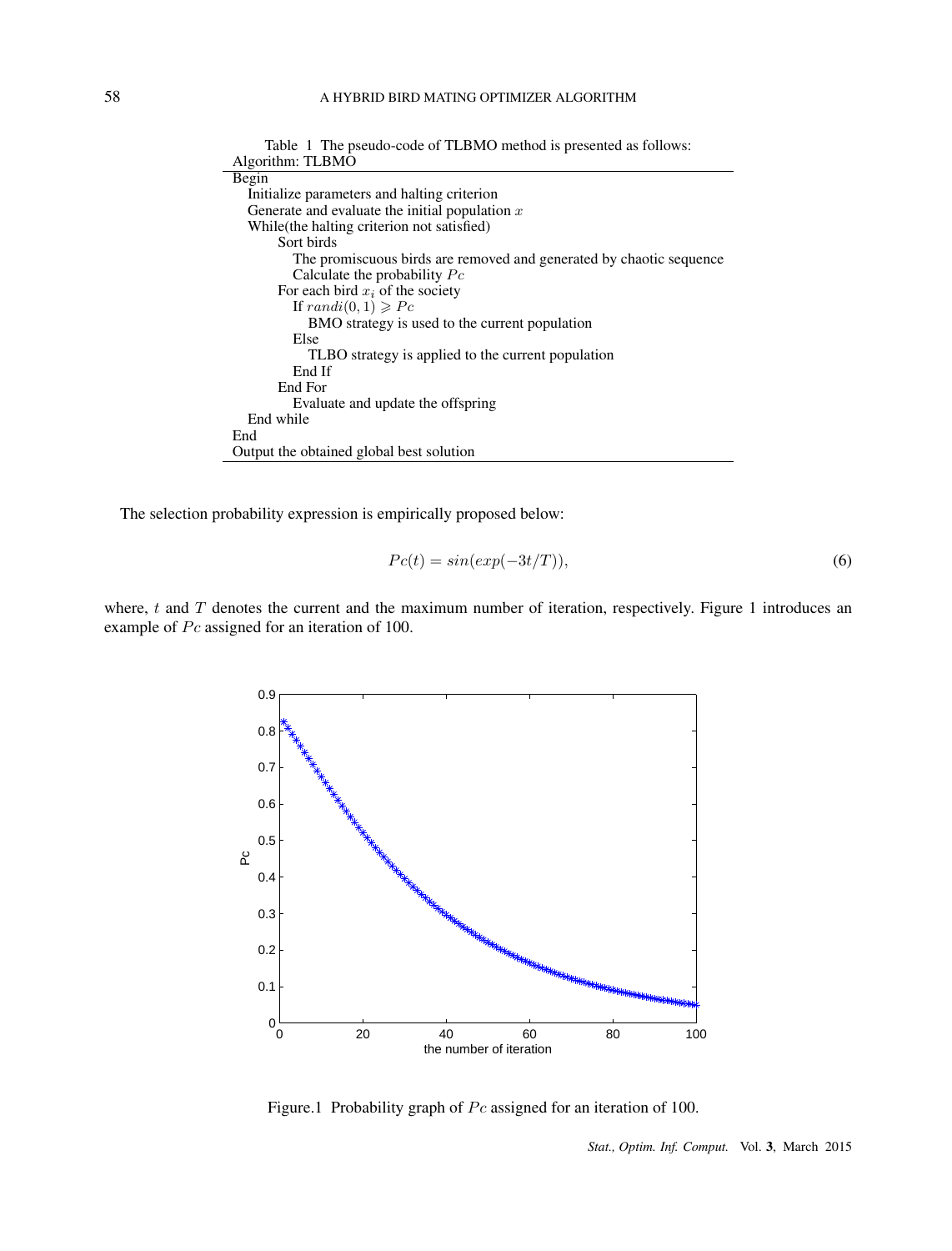Table 1 The pseudo-code of TLBMO method is presented as follows:

Algorithm: TLBMO

```
Begin
  Initialize parameters and halting criterion
  Generate and evaluate the initial population x
  While(the halting criterion not satisfied)
      Sort birds
        The promiscuous birds are removed and generated by chaotic sequence
        Calculate the probability Pc
      For each bird x_i of the society
        If randi(0, 1) ⩾ Pc
          BMO strategy is used to the current population
        Else
          TLBO strategy is applied to the current population
        End If
      End For
        Evaluate and update the offspring
  End while
End
Output the obtained global best solution
```

The selection probability expression is empirically proposed below:

$$Pc(t) = sin(exp(-3t/T)), \tag{6}$$

where, $t$ and $T$ denotes the current and the maximum number of iteration, respectively. Figure 1 introduces an example of $Pc$ assigned for an iteration of 100.

Figure.1 Probability graph of $Pc$ assigned for an iteration of 100.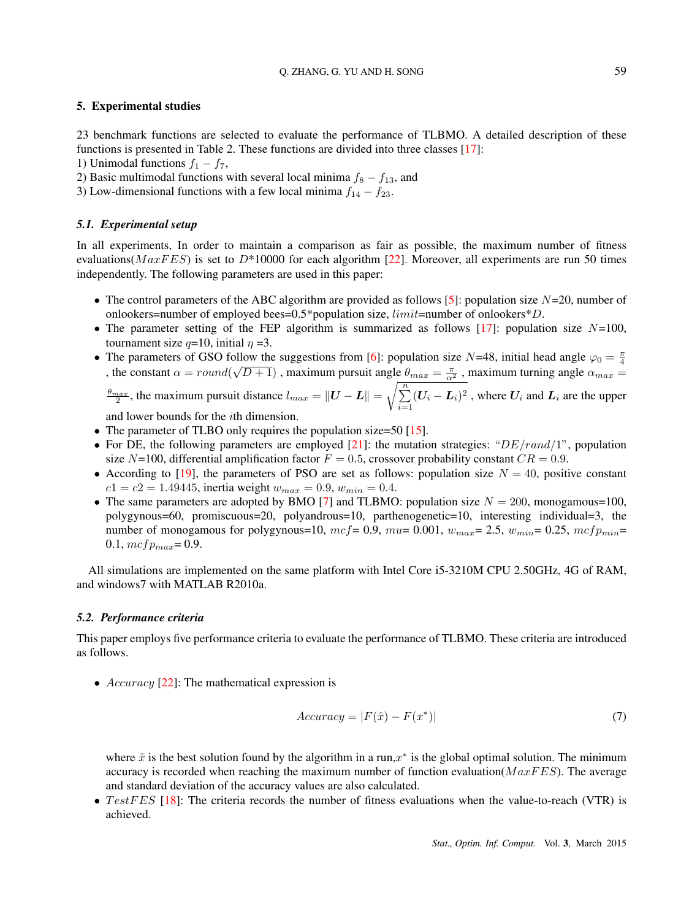## 5. Experimental studies

23 benchmark functions are selected to evaluate the performance of TLBMO. A detailed description of these functions is presented in Table 2. These functions are divided into three classes [17]:

1) Unimodal functions $f_1 - f_7$,
2) Basic multimodal functions with several local minima $f_8 - f_{13}$, and
3) Low-dimensional functions with a few local minima $f_{14} - f_{23}$.

### 5.1. Experimental setup

In all experiments, In order to maintain a comparison as fair as possible, the maximum number of fitness evaluations($MaxFES$) is set to $D$*10000 for each algorithm [22]. Moreover, all experiments are run 50 times independently. The following parameters are used in this paper:

- The control parameters of the ABC algorithm are provided as follows [5]: population size $N$=20, number of onlookers=number of employed bees=0.5*population size, $limit$=number of onlookers*$D$.
- The parameter setting of the FEP algorithm is summarized as follows [17]: population size $N$=100, tournament size $q$=10, initial $\eta$ =3.
- The parameters of GSO follow the suggestions from [6]: population size $N$=48, initial head angle $\varphi_0 = \frac{\pi}{4}$ , the constant $\alpha = round(\sqrt{D+1})$ , maximum pursuit angle $\theta_{max} = \frac{\pi}{\alpha^2}$ , maximum turning angle $\alpha_{max} = \frac{\theta_{max}}{2}$, the maximum pursuit distance $l_{max} = \|\boldsymbol{U} - \boldsymbol{L}\| = \sqrt{\sum_{i=1}^{n}(\boldsymbol{U}_i - \boldsymbol{L}_i)^2}$ , where $\boldsymbol{U}_i$ and $\boldsymbol{L}_i$ are the upper and lower bounds for the $i$th dimension.
- The parameter of TLBO only requires the population size=50 [15].
- For DE, the following parameters are employed [21]: the mutation strategies: "$DE/rand/1$", population size $N$=100, differential amplification factor $F = 0.5$, crossover probability constant $CR = 0.9$.
- According to [19], the parameters of PSO are set as follows: population size $N = 40$, positive constant $c1 = c2 = 1.49445$, inertia weight $w_{max} = 0.9$, $w_{min} = 0.4$.
- The same parameters are adopted by BMO [7] and TLBMO: population size $N = 200$, monogamous=100, polygynous=60, promiscuous=20, polyandrous=10, parthenogenetic=10, interesting individual=3, the number of monogamous for polygynous=10, $mcf$= 0.9, $mu$= 0.001, $w_{max}$= 2.5, $w_{min}$= 0.25, $mcfp_{min}$= 0.1, $mcfp_{max}$= 0.9.

All simulations are implemented on the same platform with Intel Core i5-3210M CPU 2.50GHz, 4G of RAM, and windows7 with MATLAB R2010a.

### 5.2. Performance criteria

This paper employs five performance criteria to evaluate the performance of TLBMO. These criteria are introduced as follows.

- $Accuracy$ [22]: The mathematical expression is

$$Accuracy = |F(\hat{x}) - F(x^*)| \tag{7}$$

  where $\hat{x}$ is the best solution found by the algorithm in a run,$x^*$ is the global optimal solution. The minimum accuracy is recorded when reaching the maximum number of function evaluation($MaxFES$). The average and standard deviation of the accuracy values are also calculated.
- $TestFES$ [18]: The criteria records the number of fitness evaluations when the value-to-reach (VTR) is achieved.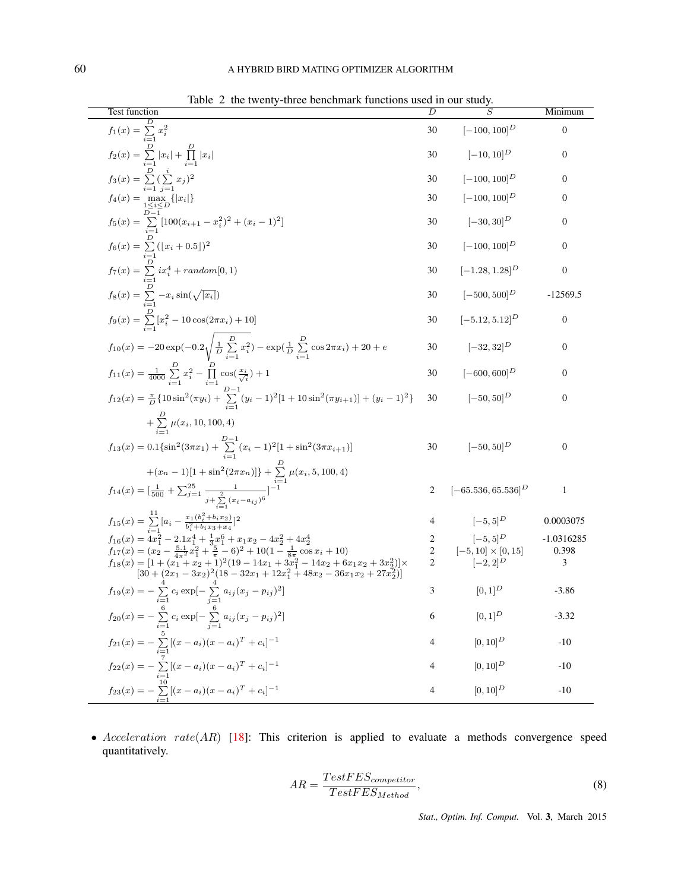Table 2 the twenty-three benchmark functions used in our study.

| Test function | $D$ | $S$ | Minimum |
|---|---|---|---|
| $f_1(x) = \sum_{i=1}^{D} x_i^2$ | 30 | $[-100, 100]^D$ | 0 |
| $f_2(x) = \sum_{i=1}^{D} \|x_i\| + \prod_{i=1}^{D} \|x_i\|$ | 30 | $[-10, 10]^D$ | 0 |
| $f_3(x) = \sum_{i=1}^{D} (\sum_{j=1}^{i} x_j)^2$ | 30 | $[-100, 100]^D$ | 0 |
| $f_4(x) = \max_{1 \le i \le D} \{\|x_i\|\}$ | 30 | $[-100, 100]^D$ | 0 |
| $f_5(x) = \sum_{i=1}^{D-1} [100(x_{i+1} - x_i^2)^2 + (x_i - 1)^2]$ | 30 | $[-30, 30]^D$ | 0 |
| $f_6(x) = \sum_{i=1}^{D} (\lfloor x_i + 0.5 \rfloor)^2$ | 30 | $[-100, 100]^D$ | 0 |
| $f_7(x) = \sum_{i=1}^{D} i x_i^4 + random[0, 1)$ | 30 | $[-1.28, 1.28]^D$ | 0 |
| $f_8(x) = \sum_{i=1}^{D} -x_i \sin(\sqrt{\|x_i\|})$ | 30 | $[-500, 500]^D$ | -12569.5 |
| $f_9(x) = \sum_{i=1}^{D} [x_i^2 - 10\cos(2\pi x_i) + 10]$ | 30 | $[-5.12, 5.12]^D$ | 0 |
| $f_{10}(x) = -20\exp(-0.2\sqrt{\frac{1}{D}\sum_{i=1}^{D} x_i^2}) - \exp(\frac{1}{D}\sum_{i=1}^{D}\cos 2\pi x_i) + 20 + e$ | 30 | $[-32, 32]^D$ | 0 |
| $f_{11}(x) = \frac{1}{4000}\sum_{i=1}^{D} x_i^2 - \prod_{i=1}^{D}\cos(\frac{x_i}{\sqrt{i}}) + 1$ | 30 | $[-600, 600]^D$ | 0 |
| $f_{12}(x) = \frac{\pi}{D}\{10\sin^2(\pi y_i) + \sum_{i=1}^{D-1}(y_i - 1)^2[1 + 10\sin^2(\pi y_{i+1})] + (y_i - 1)^2\} + \sum_{i=1}^{D}\mu(x_i, 10, 100, 4)$ | 30 | $[-50, 50]^D$ | 0 |
| $f_{13}(x) = 0.1\{\sin^2(3\pi x_1) + \sum_{i=1}^{D-1}(x_i - 1)^2[1 + \sin^2(3\pi x_{i+1})] + (x_n - 1)[1 + \sin^2(2\pi x_n)]\} + \sum_{i=1}^{D}\mu(x_i, 5, 100, 4)$ | 30 | $[-50, 50]^D$ | 0 |
| $f_{14}(x) = [\frac{1}{500} + \sum_{j=1}^{25}\frac{1}{j + \sum_{i=1}^{2}(x_i - a_{ij})^6}]^{-1}$ | 2 | $[-65.536, 65.536]^D$ | 1 |
| $f_{15}(x) = \sum_{i=1}^{11}[a_i - \frac{x_1(b_i^2 + b_i x_2)}{b_i^2 + b_i x_3 + x_4}]^2$ | 4 | $[-5, 5]^D$ | 0.0003075 |
| $f_{16}(x) = 4x_1^2 - 2.1x_1^4 + \frac{1}{3}x_1^6 + x_1 x_2 - 4x_2^2 + 4x_2^4$ | 2 | $[-5, 5]^D$ | -1.0316285 |
| $f_{17}(x) = (x_2 - \frac{5.1}{4\pi^2}x_1^2 + \frac{5}{\pi} - 6)^2 + 10(1 - \frac{1}{8\pi}\cos x_i + 10)$ | 2 | $[-5, 10] \times [0, 15]$ | 0.398 |
| $f_{18}(x) = [1 + (x_1 + x_2 + 1)^2(19 - 14x_1 + 3x_1^2 - 14x_2 + 6x_1 x_2 + 3x_2^2)] \times [30 + (2x_1 - 3x_2)^2(18 - 32x_1 + 12x_1^2 + 48x_2 - 36x_1 x_2 + 27x_2^2)]$ | 2 | $[-2, 2]^D$ | 3 |
| $f_{19}(x) = -\sum_{i=1}^{4} c_i \exp[-\sum_{j=1}^{4} a_{ij}(x_j - p_{ij})^2]$ | 3 | $[0, 1]^D$ | -3.86 |
| $f_{20}(x) = -\sum_{i=1}^{6} c_i \exp[-\sum_{j=1}^{6} a_{ij}(x_j - p_{ij})^2]$ | 6 | $[0, 1]^D$ | -3.32 |
| $f_{21}(x) = -\sum_{i=1}^{5}[(x - a_i)(x - a_i)^T + c_i]^{-1}$ | 4 | $[0, 10]^D$ | -10 |
| $f_{22}(x) = -\sum_{i=1}^{7}[(x - a_i)(x - a_i)^T + c_i]^{-1}$ | 4 | $[0, 10]^D$ | -10 |
| $f_{23}(x) = -\sum_{i=1}^{10}[(x - a_i)(x - a_i)^T + c_i]^{-1}$ | 4 | $[0, 10]^D$ | -10 |

- *Acceleration rate*$(AR)$ [18]: This criterion is applied to evaluate a methods convergence speed quantitatively.

$$AR = \frac{TestFES_{competitor}}{TestFES_{Method}}, \tag{8}$$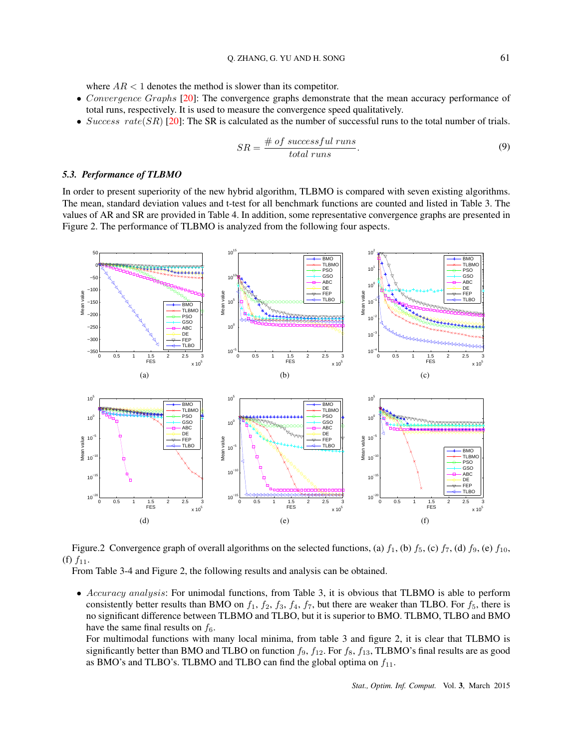where $AR < 1$ denotes the method is slower than its competitor.

- *Convergence Graphs* [20]: The convergence graphs demonstrate that the mean accuracy performance of total runs, respectively. It is used to measure the convergence speed qualitatively.
- *Success rate(SR)* [20]: The SR is calculated as the number of successful runs to the total number of trials.

$$SR = \frac{\#\ of\ successful\ runs}{total\ runs}. \tag{9}$$

### 5.3. Performance of TLBMO

In order to present superiority of the new hybrid algorithm, TLBMO is compared with seven existing algorithms. The mean, standard deviation values and t-test for all benchmark functions are counted and listed in Table 3. The values of AR and SR are provided in Table 4. In addition, some representative convergence graphs are presented in Figure 2. The performance of TLBMO is analyzed from the following four aspects.

Figure.2 Convergence graph of overall algorithms on the selected functions, (a) $f_1$, (b) $f_5$, (c) $f_7$, (d) $f_9$, (e) $f_{10}$, (f) $f_{11}$.

From Table 3-4 and Figure 2, the following results and analysis can be obtained.

- *Accuracy analysis*: For unimodal functions, from Table 3, it is obvious that TLBMO is able to perform consistently better results than BMO on $f_1$, $f_2$, $f_3$, $f_4$, $f_7$, but there are weaker than TLBO. For $f_5$, there is no significant difference between TLBMO and TLBO, but it is superior to BMO. TLBMO, TLBO and BMO have the same final results on $f_6$.

  For multimodal functions with many local minima, from table 3 and figure 2, it is clear that TLBMO is significantly better than BMO and TLBO on function $f_9$, $f_{12}$. For $f_8$, $f_{13}$, TLBMO's final results are as good as BMO's and TLBO's. TLBMO and TLBO can find the global optima on $f_{11}$.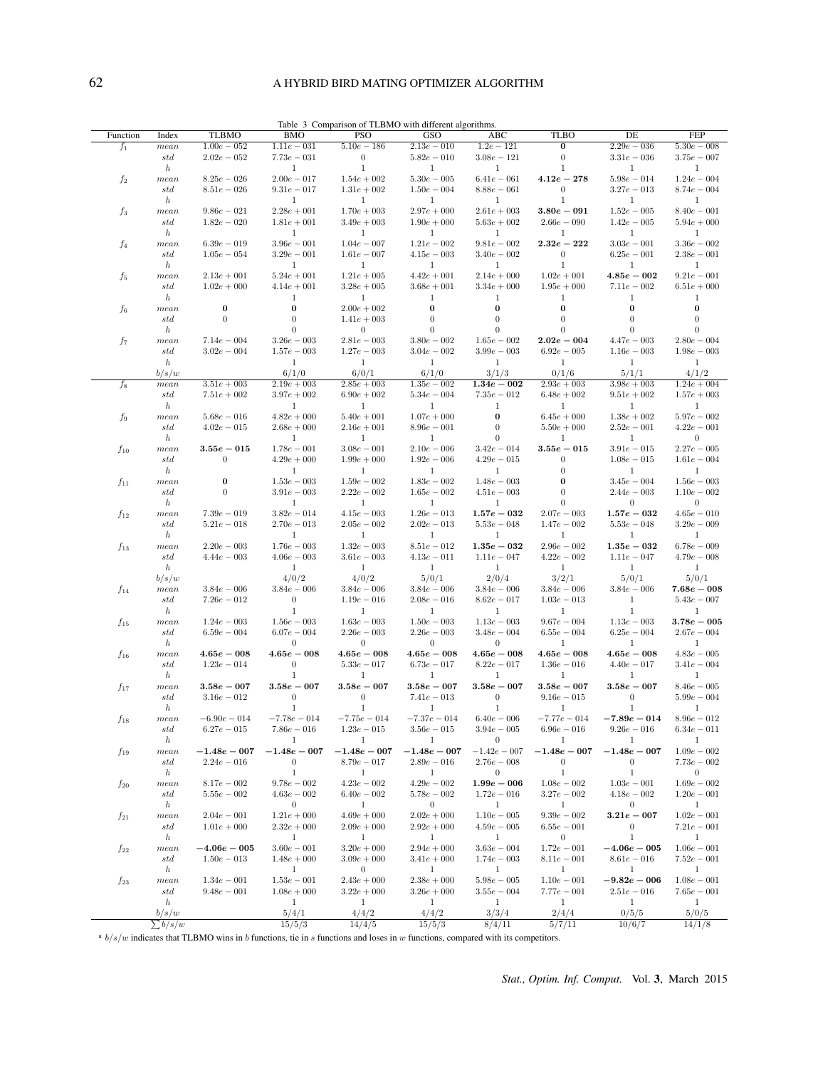Table 3 Comparison of TLBMO with different algorithms.

| Function | Index | TLBMO | BMO | PSO | GSO | ABC | TLBO | DE | FEP |
|---|---|---|---|---|---|---|---|---|---|
| $f_1$ | $mean$ | $1.00e-052$ | $1.11e-031$ | $5.10e-186$ | $2.13e-010$ | $1.2e-121$ | $\mathbf{0}$ | $2.29e-036$ | $5.30e-008$ |
| | $std$ | $2.02e-052$ | $7.73e-031$ | $0$ | $5.82e-010$ | $3.08e-121$ | $0$ | $3.31e-036$ | $3.75e-007$ |
| | $h$ | | 1 | 1 | 1 | 1 | 1 | 1 | 1 |
| $f_2$ | $mean$ | $8.25e-026$ | $2.00e-017$ | $1.54e+002$ | $5.30e-005$ | $6.41e-061$ | $\mathbf{4.12e-278}$ | $5.98e-014$ | $1.24e-004$ |
| | $std$ | $8.51e-026$ | $9.31e-017$ | $1.31e+002$ | $1.50e-004$ | $8.88e-061$ | $0$ | $3.27e-013$ | $8.74e-004$ |
| | $h$ | | 1 | 1 | 1 | 1 | 1 | 1 | 1 |
| $f_3$ | $mean$ | $9.86e-021$ | $2.28e+001$ | $1.70e+003$ | $2.97e+000$ | $2.61e+003$ | $\mathbf{3.80e-091}$ | $1.52e-005$ | $8.40e-001$ |
| | $std$ | $1.82e-020$ | $1.81e+001$ | $3.49e+003$ | $1.90e+000$ | $5.63e+002$ | $2.66e-090$ | $1.42e-005$ | $5.94e+000$ |
| | $h$ | | 1 | 1 | 1 | 1 | 1 | 1 | 1 |
| $f_4$ | $mean$ | $6.39e-019$ | $3.96e-001$ | $1.04e-007$ | $1.21e-002$ | $9.81e-002$ | $\mathbf{2.32e-222}$ | $3.03e-001$ | $3.36e-002$ |
| | $std$ | $1.05e-054$ | $3.29e-001$ | $1.61e-007$ | $4.15e-003$ | $3.40e-002$ | $0$ | $6.25e-001$ | $2.38e-001$ |
| | $h$ | | 1 | 1 | 1 | 1 | 1 | 1 | 1 |
| $f_5$ | $mean$ | $2.13e+001$ | $5.24e+001$ | $1.21e+005$ | $4.42e+001$ | $2.14e+000$ | $1.02e+001$ | $\mathbf{4.85e-002}$ | $9.21e-001$ |
| | $std$ | $1.02e+000$ | $4.14e+001$ | $3.28e+005$ | $3.68e+001$ | $3.34e+000$ | $1.95e+000$ | $7.11e-002$ | $6.51e+000$ |
| | $h$ | | 1 | 1 | 1 | 1 | 1 | 1 | 1 |
| $f_6$ | $mean$ | $\mathbf{0}$ | $\mathbf{0}$ | $2.00e+002$ | $\mathbf{0}$ | $\mathbf{0}$ | $\mathbf{0}$ | $\mathbf{0}$ | $\mathbf{0}$ |
| | $std$ | $0$ | $0$ | $1.41e+003$ | $0$ | $0$ | $0$ | $0$ | $0$ |
| | $h$ | | 0 | 0 | 0 | 0 | 0 | 0 | 0 |
| $f_7$ | $mean$ | $7.14e-004$ | $3.26e-003$ | $2.81e-003$ | $3.80e-002$ | $1.65e-002$ | $\mathbf{2.02e-004}$ | $4.47e-003$ | $2.80e-004$ |
| | $std$ | $3.02e-004$ | $1.57e-003$ | $1.27e-003$ | $3.04e-002$ | $3.99e-003$ | $6.92e-005$ | $1.16e-003$ | $1.98e-003$ |
| | $h$ | | 1 | 1 | 1 | 1 | 1 | 1 | 1 |
| | $b/s/w$ | | 6/1/0 | 6/0/1 | 6/1/0 | 3/1/3 | 0/1/6 | 5/1/1 | 4/1/2 |
| $f_8$ | $mean$ | $3.51e+003$ | $2.19e+003$ | $2.85e+003$ | $1.35e-002$ | $\mathbf{1.34e-002}$ | $2.93e+003$ | $3.98e+003$ | $1.24e+004$ |
| | $std$ | $7.51e+002$ | $3.97e+002$ | $6.90e+002$ | $5.34e-004$ | $7.35e-012$ | $6.48e+002$ | $9.51e+002$ | $1.57e+003$ |
| | $h$ | | 1 | 1 | 1 | 1 | 1 | 1 | 1 |
| $f_9$ | $mean$ | $5.68e-016$ | $4.82e+000$ | $5.40e+001$ | $1.07e+000$ | $\mathbf{0}$ | $6.45e+000$ | $1.38e+002$ | $5.97e-002$ |
| | $std$ | $4.02e-015$ | $2.68e+000$ | $2.16e+001$ | $8.96e-001$ | $0$ | $5.50e+000$ | $2.52e-001$ | $4.22e-001$ |
| | $h$ | | 1 | 1 | 1 | 0 | 1 | 1 | 0 |
| $f_{10}$ | $mean$ | $\mathbf{3.55e-015}$ | $1.78e-001$ | $3.08e-001$ | $2.10e-006$ | $3.42e-014$ | $\mathbf{3.55e-015}$ | $3.91e-015$ | $2.27e-005$ |
| | $std$ | $0$ | $4.29e+000$ | $1.99e+000$ | $1.92e-006$ | $4.29e-015$ | $0$ | $1.08e-015$ | $1.61e-004$ |
| | $h$ | | 1 | 1 | 1 | 1 | 0 | 1 | 1 |
| $f_{11}$ | $mean$ | $\mathbf{0}$ | $1.53e-003$ | $1.59e-002$ | $1.83e-002$ | $1.48e-003$ | $\mathbf{0}$ | $3.45e-004$ | $1.56e-003$ |
| | $std$ | $0$ | $3.91e-003$ | $2.22e-002$ | $1.65e-002$ | $4.51e-003$ | $0$ | $2.44e-003$ | $1.10e-002$ |
| | $h$ | | 1 | 1 | 1 | 1 | 0 | 1 | 0 |
| $f_{12}$ | $mean$ | $7.39e-019$ | $3.82e-014$ | $4.15e-003$ | $1.26e-013$ | $\mathbf{1.57e-032}$ | $2.07e-003$ | $\mathbf{1.57e-032}$ | $4.65e-010$ |
| | $std$ | $5.21e-018$ | $2.70e-013$ | $2.05e-002$ | $2.02e-013$ | $5.53e-048$ | $1.47e-002$ | $5.53e-048$ | $3.29e-009$ |
| | $h$ | | 1 | 1 | 1 | 1 | 1 | 1 | 1 |
| $f_{13}$ | $mean$ | $2.20e-003$ | $1.76e-003$ | $1.32e-003$ | $8.51e-012$ | $\mathbf{1.35e-032}$ | $2.96e-002$ | $\mathbf{1.35e-032}$ | $6.78e-009$ |
| | $std$ | $4.44e-003$ | $4.06e-003$ | $3.61e-003$ | $4.13e-011$ | $1.11e-047$ | $4.22e-002$ | $1.11e-047$ | $4.79e-008$ |
| | $h$ | | 1 | 1 | 1 | 1 | 1 | 1 | 1 |
| | $b/s/w$ | | 4/0/2 | 4/0/2 | 5/0/1 | 2/0/4 | 3/2/1 | 5/0/1 | 5/0/1 |
| $f_{14}$ | $mean$ | $3.84e-006$ | $3.84e-006$ | $3.84e-006$ | $3.84e-006$ | $3.84e-006$ | $3.84e-006$ | $3.84e-006$ | $\mathbf{7.68e-008}$ |
| | $std$ | $7.26e-012$ | $0$ | $1.19e-016$ | $2.08e-016$ | $8.62e-017$ | $1.03e-013$ | 1 | $5.43e-007$ |
| | $h$ | | 1 | 1 | 1 | 1 | 1 | 1 | 1 |
| $f_{15}$ | $mean$ | $1.24e-003$ | $1.56e-003$ | $1.63e-003$ | $1.50e-003$ | $1.13e-003$ | $9.67e-004$ | $1.13e-003$ | $\mathbf{3.78e-005}$ |
| | $std$ | $6.59e-004$ | $6.07e-004$ | $2.26e-003$ | $2.26e-003$ | $3.48e-004$ | $6.55e-004$ | $6.25e-004$ | $2.67e-004$ |
| | $h$ | | 0 | 0 | 0 | 0 | 1 | 1 | 1 |
| $f_{16}$ | $mean$ | $\mathbf{4.65e-008}$ | $\mathbf{4.65e-008}$ | $\mathbf{4.65e-008}$ | $\mathbf{4.65e-008}$ | $\mathbf{4.65e-008}$ | $\mathbf{4.65e-008}$ | $\mathbf{4.65e-008}$ | $4.83e-005$ |
| | $std$ | $1.23e-014$ | $0$ | $5.33e-017$ | $6.73e-017$ | $8.22e-017$ | $1.36e-016$ | $4.40e-017$ | $3.41e-004$ |
| | $h$ | | 1 | 1 | 1 | 1 | 1 | 1 | 1 |
| $f_{17}$ | $mean$ | $\mathbf{3.58e-007}$ | $\mathbf{3.58e-007}$ | $\mathbf{3.58e-007}$ | $\mathbf{3.58e-007}$ | $\mathbf{3.58e-007}$ | $\mathbf{3.58e-007}$ | $\mathbf{3.58e-007}$ | $8.46e-005$ |
| | $std$ | $3.16e-012$ | $0$ | $0$ | $7.41e-013$ | $0$ | $9.16e-015$ | $0$ | $5.99e-004$ |
| | $h$ | | 1 | 1 | 1 | 1 | 1 | 1 | 1 |
| $f_{18}$ | $mean$ | $-6.90e-014$ | $-7.78e-014$ | $-7.75e-014$ | $-7.37e-014$ | $6.40e-006$ | $-7.77e-014$ | $\mathbf{-7.89e-014}$ | $8.96e-012$ |
| | $std$ | $6.27e-015$ | $7.86e-016$ | $1.23e-015$ | $3.56e-015$ | $3.94e-005$ | $6.96e-016$ | $9.26e-016$ | $6.34e-011$ |
| | $h$ | | 1 | 1 | 1 | 0 | 1 | 1 | 1 |
| $f_{19}$ | $mean$ | $\mathbf{-1.48e-007}$ | $\mathbf{-1.48e-007}$ | $\mathbf{-1.48e-007}$ | $\mathbf{-1.48e-007}$ | $-1.42e-007$ | $\mathbf{-1.48e-007}$ | $\mathbf{-1.48e-007}$ | $1.09e-002$ |
| | $std$ | $2.24e-016$ | $0$ | $8.79e-017$ | $2.89e-016$ | $2.76e-008$ | $0$ | $0$ | $7.73e-002$ |
| | $h$ | | 1 | 1 | 1 | 0 | 1 | 1 | 0 |
| $f_{20}$ | $mean$ | $8.17e-002$ | $9.78e-002$ | $4.23e-002$ | $4.29e-002$ | $\mathbf{1.99e-006}$ | $1.08e-002$ | $1.03e-001$ | $1.69e-002$ |
| | $std$ | $5.55e-002$ | $4.63e-002$ | $6.40e-002$ | $5.78e-002$ | $1.72e-016$ | $3.27e-002$ | $4.18e-002$ | $1.20e-001$ |
| | $h$ | | 0 | 1 | 0 | 1 | 1 | 0 | 1 |
| $f_{21}$ | $mean$ | $2.04e-001$ | $1.21e+000$ | $4.69e+000$ | $2.02e+000$ | $1.10e-005$ | $9.39e-002$ | $\mathbf{3.21e-007}$ | $1.02e-001$ |
| | $std$ | $1.01e+000$ | $2.32e+000$ | $2.09e+000$ | $2.92e+000$ | $4.59e-005$ | $6.55e-001$ | $0$ | $7.21e-001$ |
| | $h$ | | 1 | 1 | 1 | 1 | 0 | 1 | 1 |
| $f_{22}$ | $mean$ | $\mathbf{-4.06e-005}$ | $3.60e-001$ | $3.20e+000$ | $2.94e+000$ | $3.63e-004$ | $1.72e-001$ | $\mathbf{-4.06e-005}$ | $1.06e-001$ |
| | $std$ | $1.50e-013$ | $1.48e+000$ | $3.09e+000$ | $3.41e+000$ | $1.74e-003$ | $8.11e-001$ | $8.61e-016$ | $7.52e-001$ |
| | $h$ | | 1 | 0 | 1 | 1 | 1 | 1 | 1 |
| $f_{23}$ | $mean$ | $1.34e-001$ | $1.53e-001$ | $2.43e+000$ | $2.38e+000$ | $5.98e-005$ | $1.10e-001$ | $\mathbf{-9.82e-006}$ | $1.08e-001$ |
| | $std$ | $9.48e-001$ | $1.08e+000$ | $3.22e+000$ | $3.26e+000$ | $3.55e-004$ | $7.77e-001$ | $2.51e-016$ | $7.65e-001$ |
| | $h$ | | 1 | 1 | 1 | 1 | 1 | 1 | 1 |
| | $b/s/w$ | | 5/4/1 | 4/4/2 | 4/4/2 | 3/3/4 | 2/4/4 | 0/5/5 | 5/0/5 |
| | $\sum b/s/w$ | | 15/5/3 | 14/4/5 | 15/5/3 | 8/4/11 | 5/7/11 | 10/6/7 | 14/1/8 |

[a] $b/s/w$ indicates that TLBMO wins in $b$ functions, tie in $s$ functions and loses in $w$ functions, compared with its competitors.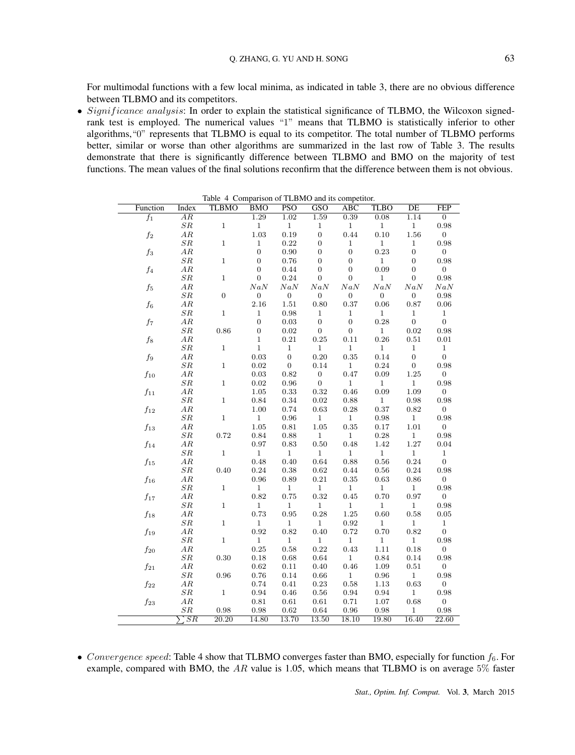For multimodal functions with a few local minima, as indicated in table 3, there are no obvious difference between TLBMO and its competitors.

- *Significance analysis*: In order to explain the statistical significance of TLBMO, the Wilcoxon signed-rank test is employed. The numerical values "1" means that TLBMO is statistically inferior to other algorithms, "0" represents that TLBMO is equal to its competitor. The total number of TLBMO performs better, similar or worse than other algorithms are summarized in the last row of Table 3. The results demonstrate that there is significantly difference between TLBMO and BMO on the majority of test functions. The mean values of the final solutions reconfirm that the difference between them is not obvious.

Table 4 Comparison of TLBMO and its competitor.

| Function | Index | TLBMO | BMO | PSO | GSO | ABC | TLBO | DE | FEP |
|---|---|---|---|---|---|---|---|---|---|
| $f_1$ | $AR$ | | 1.29 | 1.02 | 1.59 | 0.39 | 0.08 | 1.14 | 0 |
| | $SR$ | 1 | 1 | 1 | 1 | 1 | 1 | 1 | 0.98 |
| $f_2$ | $AR$ | | 1.03 | 0.19 | 0 | 0.44 | 0.10 | 1.56 | 0 |
| | $SR$ | 1 | 1 | 0.22 | 0 | 1 | 1 | 1 | 0.98 |
| $f_3$ | $AR$ | | 0 | 0.90 | 0 | 0 | 0.23 | 0 | 0 |
| | $SR$ | 1 | 0 | 0.76 | 0 | 0 | 1 | 0 | 0.98 |
| $f_4$ | $AR$ | | 0 | 0.44 | 0 | 0 | 0.09 | 0 | 0 |
| | $SR$ | 1 | 0 | 0.24 | 0 | 0 | 1 | 0 | 0.98 |
| $f_5$ | $AR$ | | $NaN$ | $NaN$ | $NaN$ | $NaN$ | $NaN$ | $NaN$ | $NaN$ |
| | $SR$ | 0 | 0 | 0 | 0 | 0 | 0 | 0 | 0.98 |
| $f_6$ | $AR$ | | 2.16 | 1.51 | 0.80 | 0.37 | 0.06 | 0.87 | 0.06 |
| | $SR$ | 1 | 1 | 0.98 | 1 | 1 | 1 | 1 | 1 |
| $f_7$ | $AR$ | | 0 | 0.03 | 0 | 0 | 0.28 | 0 | 0 |
| | $SR$ | 0.86 | 0 | 0.02 | 0 | 0 | 1 | 0.02 | 0.98 |
| $f_8$ | $AR$ | | 1 | 0.21 | 0.25 | 0.11 | 0.26 | 0.51 | 0.01 |
| | $SR$ | 1 | 1 | 1 | 1 | 1 | 1 | 1 | 1 |
| $f_9$ | $AR$ | | 0.03 | 0 | 0.20 | 0.35 | 0.14 | 0 | 0 |
| | $SR$ | 1 | 0.02 | 0 | 0.14 | 1 | 0.24 | 0 | 0.98 |
| $f_{10}$ | $AR$ | | 0.03 | 0.82 | 0 | 0.47 | 0.09 | 1.25 | 0 |
| | $SR$ | 1 | 0.02 | 0.96 | 0 | 1 | 1 | 1 | 0.98 |
| $f_{11}$ | $AR$ | | 1.05 | 0.33 | 0.32 | 0.46 | 0.09 | 1.09 | 0 |
| | $SR$ | 1 | 0.84 | 0.34 | 0.02 | 0.88 | 1 | 0.98 | 0.98 |
| $f_{12}$ | $AR$ | | 1.00 | 0.74 | 0.63 | 0.28 | 0.37 | 0.82 | 0 |
| | $SR$ | 1 | 1 | 0.96 | 1 | 1 | 0.98 | 1 | 0.98 |
| $f_{13}$ | $AR$ | | 1.05 | 0.81 | 1.05 | 0.35 | 0.17 | 1.01 | 0 |
| | $SR$ | 0.72 | 0.84 | 0.88 | 1 | 1 | 0.28 | 1 | 0.98 |
| $f_{14}$ | $AR$ | | 0.97 | 0.83 | 0.50 | 0.48 | 1.42 | 1.27 | 0.04 |
| | $SR$ | 1 | 1 | 1 | 1 | 1 | 1 | 1 | 1 |
| $f_{15}$ | $AR$ | | 0.48 | 0.40 | 0.64 | 0.88 | 0.56 | 0.24 | 0 |
| | $SR$ | 0.40 | 0.24 | 0.38 | 0.62 | 0.44 | 0.56 | 0.24 | 0.98 |
| $f_{16}$ | $AR$ | | 0.96 | 0.89 | 0.21 | 0.35 | 0.63 | 0.86 | 0 |
| | $SR$ | 1 | 1 | 1 | 1 | 1 | 1 | 1 | 0.98 |
| $f_{17}$ | $AR$ | | 0.82 | 0.75 | 0.32 | 0.45 | 0.70 | 0.97 | 0 |
| | $SR$ | 1 | 1 | 1 | 1 | 1 | 1 | 1 | 0.98 |
| $f_{18}$ | $AR$ | | 0.73 | 0.95 | 0.28 | 1.25 | 0.60 | 0.58 | 0.05 |
| | $SR$ | 1 | 1 | 1 | 1 | 0.92 | 1 | 1 | 1 |
| $f_{19}$ | $AR$ | | 0.92 | 0.82 | 0.40 | 0.72 | 0.70 | 0.82 | 0 |
| | $SR$ | 1 | 1 | 1 | 1 | 1 | 1 | 1 | 0.98 |
| $f_{20}$ | $AR$ | | 0.25 | 0.58 | 0.22 | 0.43 | 1.11 | 0.18 | 0 |
| | $SR$ | 0.30 | 0.18 | 0.68 | 0.64 | 1 | 0.84 | 0.14 | 0.98 |
| $f_{21}$ | $AR$ | | 0.62 | 0.11 | 0.40 | 0.46 | 1.09 | 0.51 | 0 |
| | $SR$ | 0.96 | 0.76 | 0.14 | 0.66 | 1 | 0.96 | 1 | 0.98 |
| $f_{22}$ | $AR$ | | 0.74 | 0.41 | 0.23 | 0.58 | 1.13 | 0.63 | 0 |
| | $SR$ | 1 | 0.94 | 0.46 | 0.56 | 0.94 | 0.94 | 1 | 0.98 |
| $f_{23}$ | $AR$ | | 0.81 | 0.61 | 0.61 | 0.71 | 1.07 | 0.68 | 0 |
| | $SR$ | 0.98 | 0.98 | 0.62 | 0.64 | 0.96 | 0.98 | 1 | 0.98 |
| | $\sum SR$ | 20.20 | 14.80 | 13.70 | 13.50 | 18.10 | 19.80 | 16.40 | 22.60 |

- *Convergence speed*: Table 4 show that TLBMO converges faster than BMO, especially for function $f_6$. For example, compared with BMO, the $AR$ value is 1.05, which means that TLBMO is on average 5% faster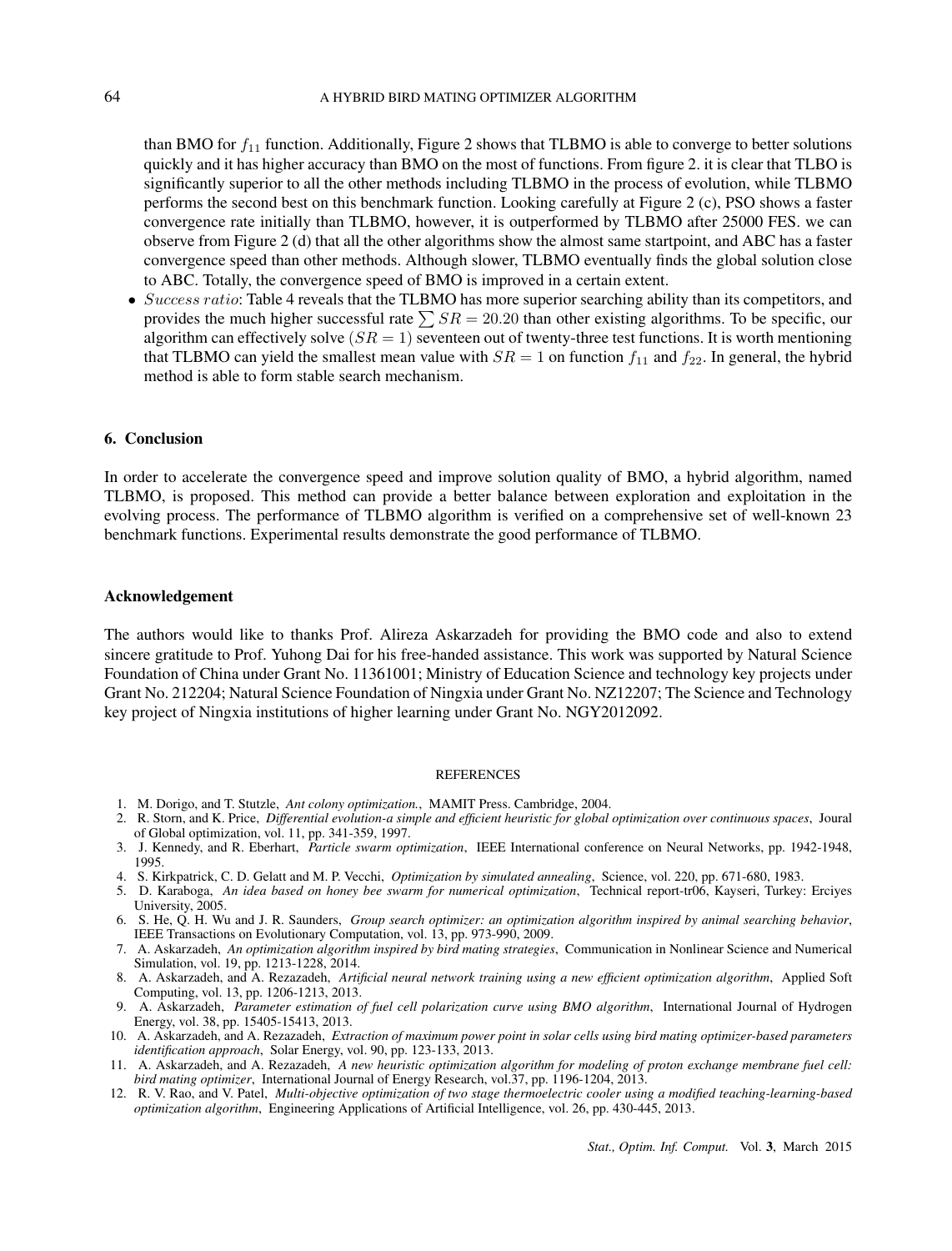than BMO for $f_{11}$ function. Additionally, Figure 2 shows that TLBMO is able to converge to better solutions quickly and it has higher accuracy than BMO on the most of functions. From figure 2. it is clear that TLBO is significantly superior to all the other methods including TLBMO in the process of evolution, while TLBMO performs the second best on this benchmark function. Looking carefully at Figure 2 (c), PSO shows a faster convergence rate initially than TLBMO, however, it is outperformed by TLBMO after 25000 FES. we can observe from Figure 2 (d) that all the other algorithms show the almost same startpoint, and ABC has a faster convergence speed than other methods. Although slower, TLBMO eventually finds the global solution close to ABC. Totally, the convergence speed of BMO is improved in a certain extent.

- $Success\ ratio$: Table 4 reveals that the TLBMO has more superior searching ability than its competitors, and provides the much higher successful rate $\sum SR = 20.20$ than other existing algorithms. To be specific, our algorithm can effectively solve $(SR = 1)$ seventeen out of twenty-three test functions. It is worth mentioning that TLBMO can yield the smallest mean value with $SR = 1$ on function $f_{11}$ and $f_{22}$. In general, the hybrid method is able to form stable search mechanism.

## 6. Conclusion

In order to accelerate the convergence speed and improve solution quality of BMO, a hybrid algorithm, named TLBMO, is proposed. This method can provide a better balance between exploration and exploitation in the evolving process. The performance of TLBMO algorithm is verified on a comprehensive set of well-known 23 benchmark functions. Experimental results demonstrate the good performance of TLBMO.

## Acknowledgement

The authors would like to thanks Prof. Alireza Askarzadeh for providing the BMO code and also to extend sincere gratitude to Prof. Yuhong Dai for his free-handed assistance. This work was supported by Natural Science Foundation of China under Grant No. 11361001; Ministry of Education Science and technology key projects under Grant No. 212204; Natural Science Foundation of Ningxia under Grant No. NZ12207; The Science and Technology key project of Ningxia institutions of higher learning under Grant No. NGY2012092.

## REFERENCES

1. M. Dorigo, and T. Stutzle, *Ant colony optimization.*, MAMIT Press. Cambridge, 2004.
2. R. Storn, and K. Price, *Differential evolution-a simple and efficient heuristic for global optimization over continuous spaces*, Joural of Global optimization, vol. 11, pp. 341-359, 1997.
3. J. Kennedy, and R. Eberhart, *Particle swarm optimization*, IEEE International conference on Neural Networks, pp. 1942-1948, 1995.
4. S. Kirkpatrick, C. D. Gelatt and M. P. Vecchi, *Optimization by simulated annealing*, Science, vol. 220, pp. 671-680, 1983.
5. D. Karaboga, *An idea based on honey bee swarm for numerical optimization*, Technical report-tr06, Kayseri, Turkey: Erciyes University, 2005.
6. S. He, Q. H. Wu and J. R. Saunders, *Group search optimizer: an optimization algorithm inspired by animal searching behavior*, IEEE Transactions on Evolutionary Computation, vol. 13, pp. 973-990, 2009.
7. A. Askarzadeh, *An optimization algorithm inspired by bird mating strategies*, Communication in Nonlinear Science and Numerical Simulation, vol. 19, pp. 1213-1228, 2014.
8. A. Askarzadeh, and A. Rezazadeh, *Artificial neural network training using a new efficient optimization algorithm*, Applied Soft Computing, vol. 13, pp. 1206-1213, 2013.
9. A. Askarzadeh, *Parameter estimation of fuel cell polarization curve using BMO algorithm*, International Journal of Hydrogen Energy, vol. 38, pp. 15405-15413, 2013.
10. A. Askarzadeh, and A. Rezazadeh, *Extraction of maximum power point in solar cells using bird mating optimizer-based parameters identification approach*, Solar Energy, vol. 90, pp. 123-133, 2013.
11. A. Askarzadeh, and A. Rezazadeh, *A new heuristic optimization algorithm for modeling of proton exchange membrane fuel cell: bird mating optimizer*, International Journal of Energy Research, vol.37, pp. 1196-1204, 2013.
12. R. V. Rao, and V. Patel, *Multi-objective optimization of two stage thermoelectric cooler using a modified teaching-learning-based optimization algorithm*, Engineering Applications of Artificial Intelligence, vol. 26, pp. 430-445, 2013.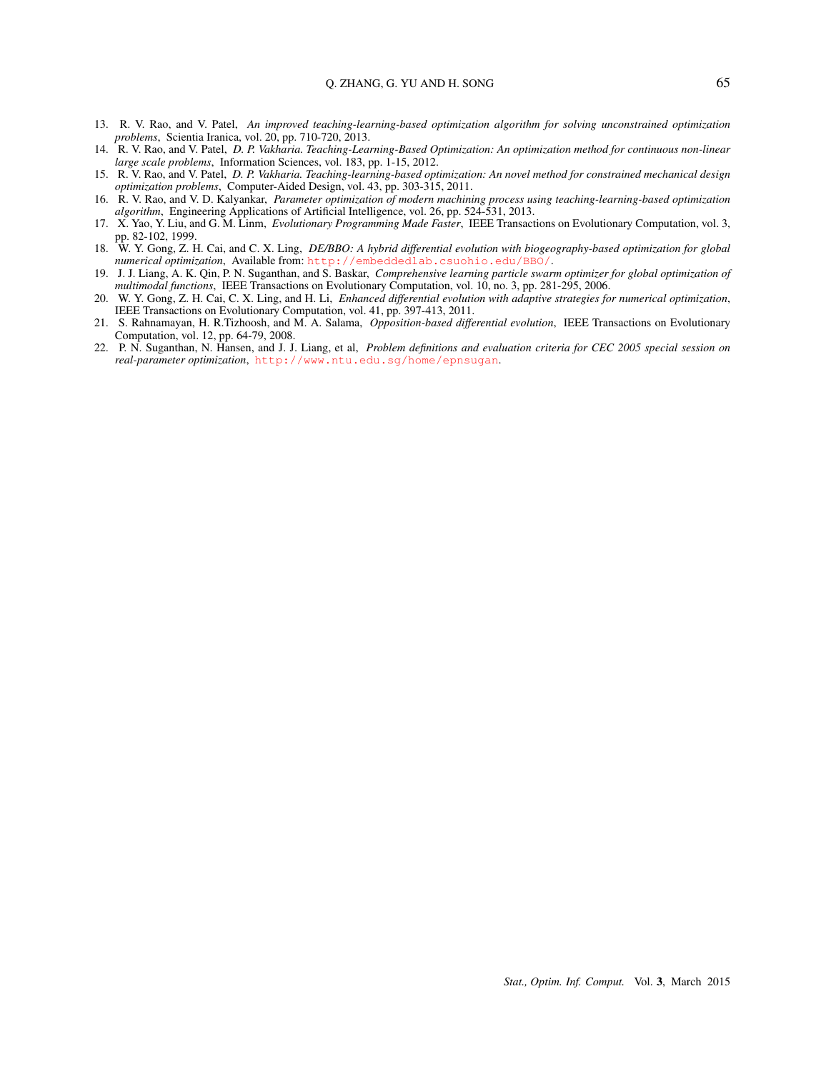13. R. V. Rao, and V. Patel, *An improved teaching-learning-based optimization algorithm for solving unconstrained optimization problems*, Scientia Iranica, vol. 20, pp. 710-720, 2013.
14. R. V. Rao, and V. Patel, *D. P. Vakharia. Teaching-Learning-Based Optimization: An optimization method for continuous non-linear large scale problems*, Information Sciences, vol. 183, pp. 1-15, 2012.
15. R. V. Rao, and V. Patel, *D. P. Vakharia. Teaching-learning-based optimization: An novel method for constrained mechanical design optimization problems*, Computer-Aided Design, vol. 43, pp. 303-315, 2011.
16. R. V. Rao, and V. D. Kalyankar, *Parameter optimization of modern machining process using teaching-learning-based optimization algorithm*, Engineering Applications of Artificial Intelligence, vol. 26, pp. 524-531, 2013.
17. X. Yao, Y. Liu, and G. M. Linm, *Evolutionary Programming Made Faster*, IEEE Transactions on Evolutionary Computation, vol. 3, pp. 82-102, 1999.
18. W. Y. Gong, Z. H. Cai, and C. X. Ling, *DE/BBO: A hybrid differential evolution with biogeography-based optimization for global numerical optimization*, Available from: http://embeddedlab.csuohio.edu/BBO/.
19. J. J. Liang, A. K. Qin, P. N. Suganthan, and S. Baskar, *Comprehensive learning particle swarm optimizer for global optimization of multimodal functions*, IEEE Transactions on Evolutionary Computation, vol. 10, no. 3, pp. 281-295, 2006.
20. W. Y. Gong, Z. H. Cai, C. X. Ling, and H. Li, *Enhanced differential evolution with adaptive strategies for numerical optimization*, IEEE Transactions on Evolutionary Computation, vol. 41, pp. 397-413, 2011.
21. S. Rahnamayan, H. R.Tizhoosh, and M. A. Salama, *Opposition-based differential evolution*, IEEE Transactions on Evolutionary Computation, vol. 12, pp. 64-79, 2008.
22. P. N. Suganthan, N. Hansen, and J. J. Liang, et al, *Problem definitions and evaluation criteria for CEC 2005 special session on real-parameter optimization*, http://www.ntu.edu.sg/home/epnsugan.